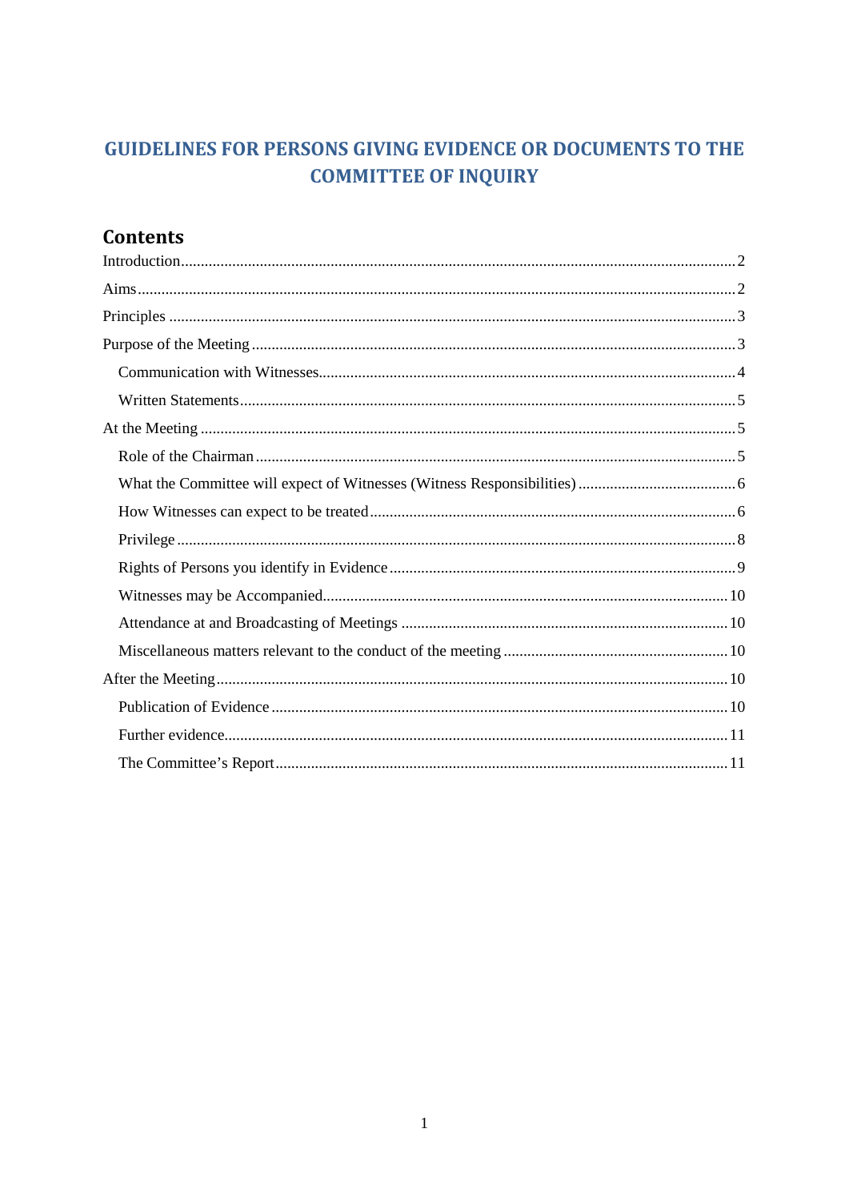# GUIDELINES FOR PERSONS GIVING EVIDENCE OR DOCUMENTS TO THE COMMITTEE OF INQUIRY

## Contents

Introduction ..... 2

Aims ..... 2

Principles ..... 3

Purpose of the Meeting ..... 3

- Communication with Witnesses ..... 4
- Written Statements ..... 5

At the Meeting ..... 5

- Role of the Chairman ..... 5
- What the Committee will expect of Witnesses (Witness Responsibilities) ..... 6
- How Witnesses can expect to be treated ..... 6
- Privilege ..... 8
- Rights of Persons you identify in Evidence ..... 9
- Witnesses may be Accompanied ..... 10
- Attendance at and Broadcasting of Meetings ..... 10
- Miscellaneous matters relevant to the conduct of the meeting ..... 10

After the Meeting ..... 10

- Publication of Evidence ..... 10
- Further evidence ..... 11
- The Committee's Report ..... 11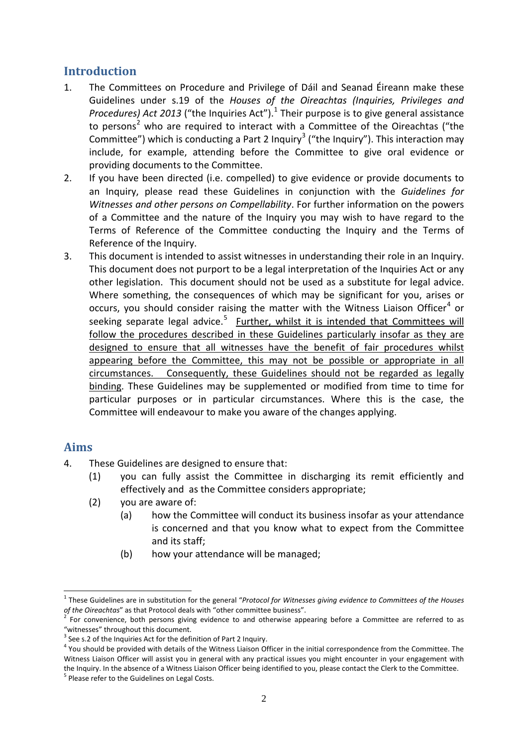## Introduction

1. The Committees on Procedure and Privilege of Dáil and Seanad Éireann make these Guidelines under s.19 of the *Houses of the Oireachtas (Inquiries, Privileges and Procedures) Act 2013* ("the Inquiries Act").[1] Their purpose is to give general assistance to persons[2] who are required to interact with a Committee of the Oireachtas ("the Committee") which is conducting a Part 2 Inquiry[3] ("the Inquiry"). This interaction may include, for example, attending before the Committee to give oral evidence or providing documents to the Committee.
2. If you have been directed (i.e. compelled) to give evidence or provide documents to an Inquiry, please read these Guidelines in conjunction with the *Guidelines for Witnesses and other persons on Compellability*. For further information on the powers of a Committee and the nature of the Inquiry you may wish to have regard to the Terms of Reference of the Committee conducting the Inquiry and the Terms of Reference of the Inquiry.
3. This document is intended to assist witnesses in understanding their role in an Inquiry. This document does not purport to be a legal interpretation of the Inquiries Act or any other legislation. This document should not be used as a substitute for legal advice. Where something, the consequences of which may be significant for you, arises or occurs, you should consider raising the matter with the Witness Liaison Officer[4] or seeking separate legal advice.[5] <u>Further, whilst it is intended that Committees will follow the procedures described in these Guidelines particularly insofar as they are designed to ensure that all witnesses have the benefit of fair procedures whilst appearing before the Committee, this may not be possible or appropriate in all circumstances. Consequently, these Guidelines should not be regarded as legally binding</u>. These Guidelines may be supplemented or modified from time to time for particular purposes or in particular circumstances. Where this is the case, the Committee will endeavour to make you aware of the changes applying.

## Aims

4. These Guidelines are designed to ensure that:
   (1) you can fully assist the Committee in discharging its remit efficiently and effectively and as the Committee considers appropriate;
   (2) you are aware of:
      (a) how the Committee will conduct its business insofar as your attendance is concerned and that you know what to expect from the Committee and its staff;
      (b) how your attendance will be managed;

---

[1] These Guidelines are in substitution for the general "*Protocol for Witnesses giving evidence to Committees of the Houses of the Oireachtas*" as that Protocol deals with "other committee business".

[2] For convenience, both persons giving evidence to and otherwise appearing before a Committee are referred to as "witnesses" throughout this document.

[3] See s.2 of the Inquiries Act for the definition of Part 2 Inquiry.

[4] You should be provided with details of the Witness Liaison Officer in the initial correspondence from the Committee. The Witness Liaison Officer will assist you in general with any practical issues you might encounter in your engagement with the Inquiry. In the absence of a Witness Liaison Officer being identified to you, please contact the Clerk to the Committee.

[5] Please refer to the Guidelines on Legal Costs.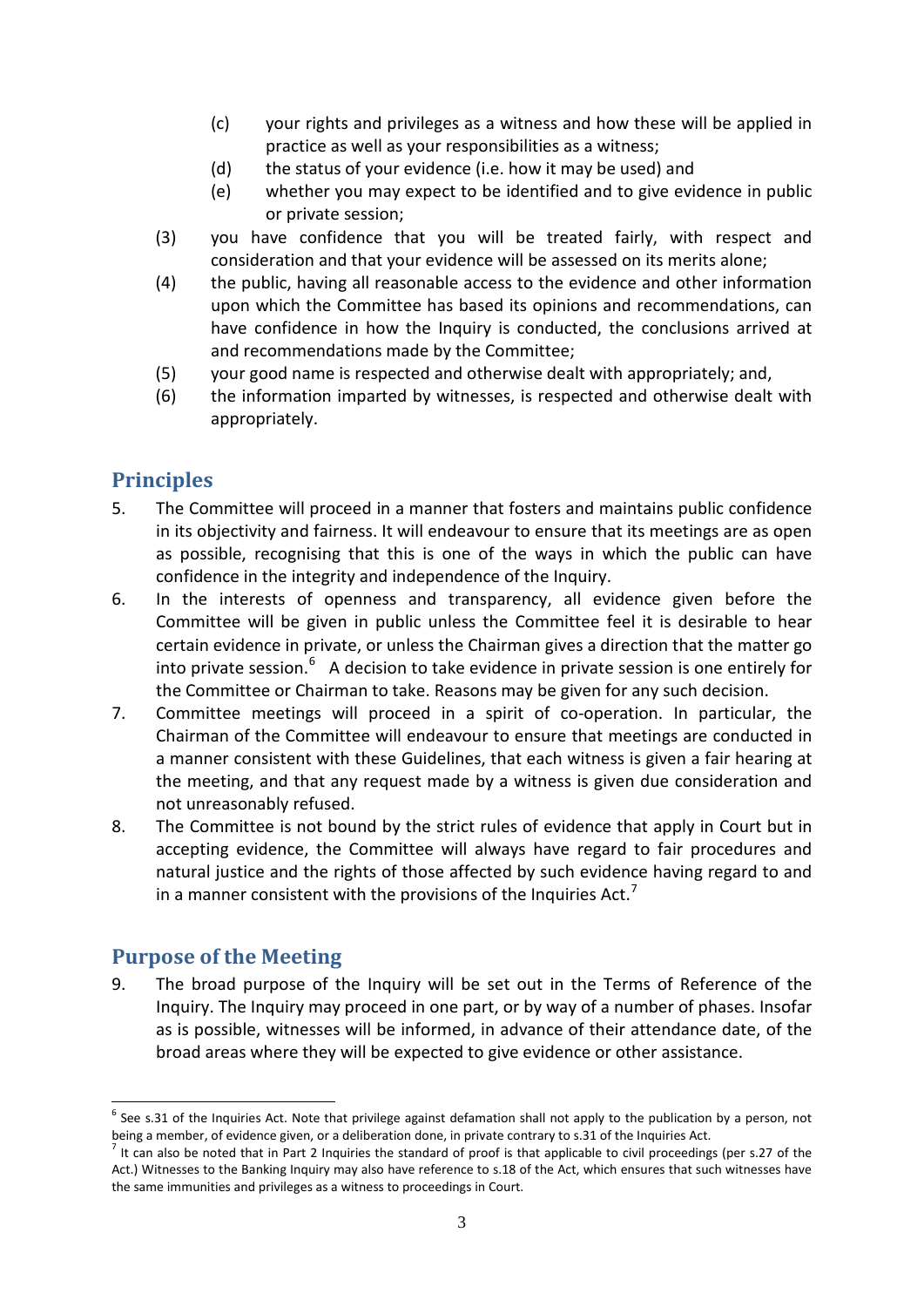(c) your rights and privileges as a witness and how these will be applied in practice as well as your responsibilities as a witness;

(d) the status of your evidence (i.e. how it may be used) and

(e) whether you may expect to be identified and to give evidence in public or private session;

(3) you have confidence that you will be treated fairly, with respect and consideration and that your evidence will be assessed on its merits alone;

(4) the public, having all reasonable access to the evidence and other information upon which the Committee has based its opinions and recommendations, can have confidence in how the Inquiry is conducted, the conclusions arrived at and recommendations made by the Committee;

(5) your good name is respected and otherwise dealt with appropriately; and,

(6) the information imparted by witnesses, is respected and otherwise dealt with appropriately.

## Principles

5. The Committee will proceed in a manner that fosters and maintains public confidence in its objectivity and fairness. It will endeavour to ensure that its meetings are as open as possible, recognising that this is one of the ways in which the public can have confidence in the integrity and independence of the Inquiry.

6. In the interests of openness and transparency, all evidence given before the Committee will be given in public unless the Committee feel it is desirable to hear certain evidence in private, or unless the Chairman gives a direction that the matter go into private session.[6] A decision to take evidence in private session is one entirely for the Committee or Chairman to take. Reasons may be given for any such decision.

7. Committee meetings will proceed in a spirit of co-operation. In particular, the Chairman of the Committee will endeavour to ensure that meetings are conducted in a manner consistent with these Guidelines, that each witness is given a fair hearing at the meeting, and that any request made by a witness is given due consideration and not unreasonably refused.

8. The Committee is not bound by the strict rules of evidence that apply in Court but in accepting evidence, the Committee will always have regard to fair procedures and natural justice and the rights of those affected by such evidence having regard to and in a manner consistent with the provisions of the Inquiries Act.[7]

## Purpose of the Meeting

9. The broad purpose of the Inquiry will be set out in the Terms of Reference of the Inquiry. The Inquiry may proceed in one part, or by way of a number of phases. Insofar as is possible, witnesses will be informed, in advance of their attendance date, of the broad areas where they will be expected to give evidence or other assistance.

---

[6] See s.31 of the Inquiries Act. Note that privilege against defamation shall not apply to the publication by a person, not being a member, of evidence given, or a deliberation done, in private contrary to s.31 of the Inquiries Act.

[7] It can also be noted that in Part 2 Inquiries the standard of proof is that applicable to civil proceedings (per s.27 of the Act.) Witnesses to the Banking Inquiry may also have reference to s.18 of the Act, which ensures that such witnesses have the same immunities and privileges as a witness to proceedings in Court.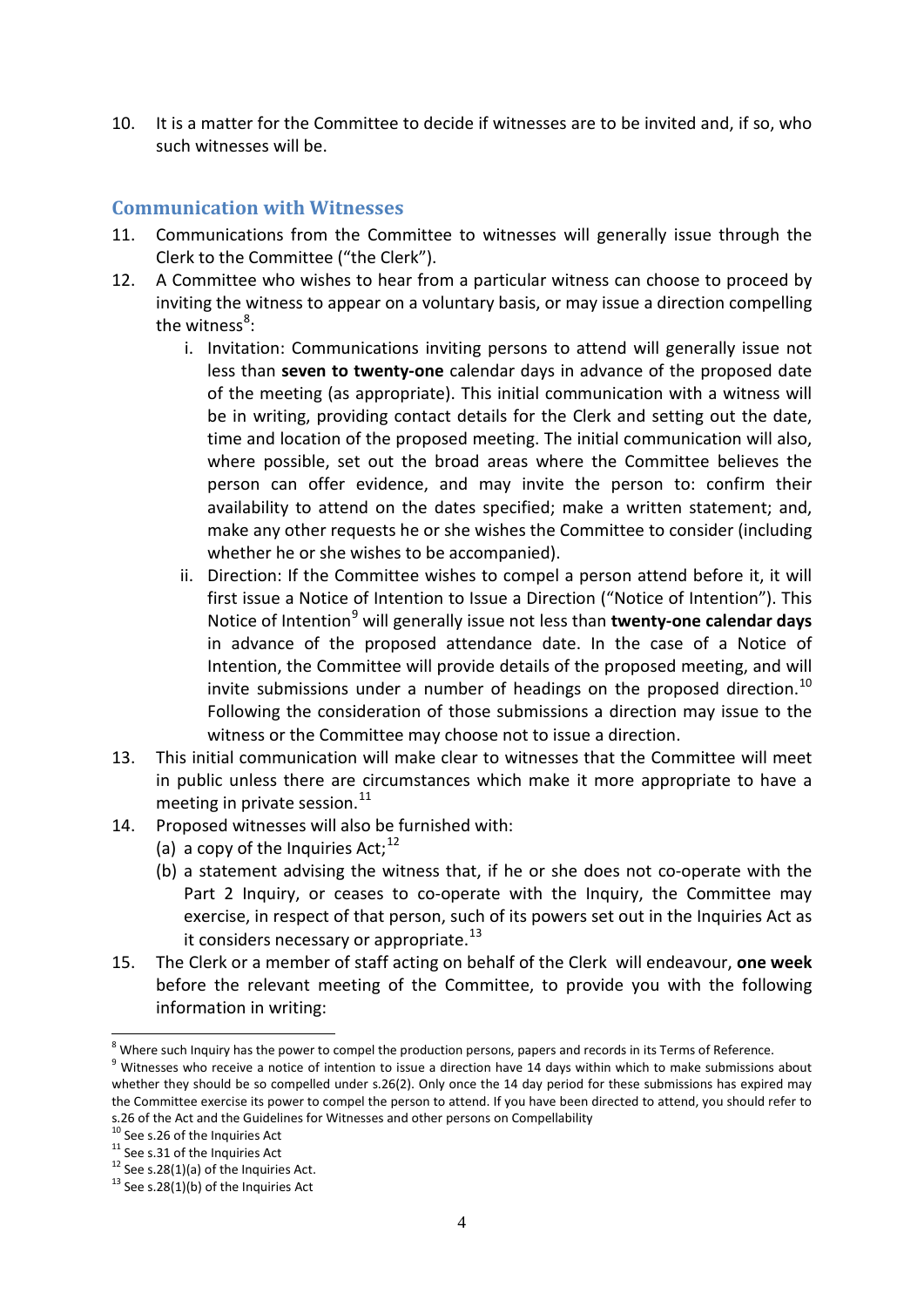10. It is a matter for the Committee to decide if witnesses are to be invited and, if so, who such witnesses will be.

## Communication with Witnesses

11. Communications from the Committee to witnesses will generally issue through the Clerk to the Committee ("the Clerk").
12. A Committee who wishes to hear from a particular witness can choose to proceed by inviting the witness to appear on a voluntary basis, or may issue a direction compelling the witness[8]:
    i. Invitation: Communications inviting persons to attend will generally issue not less than **seven to twenty-one** calendar days in advance of the proposed date of the meeting (as appropriate). This initial communication with a witness will be in writing, providing contact details for the Clerk and setting out the date, time and location of the proposed meeting. The initial communication will also, where possible, set out the broad areas where the Committee believes the person can offer evidence, and may invite the person to: confirm their availability to attend on the dates specified; make a written statement; and, make any other requests he or she wishes the Committee to consider (including whether he or she wishes to be accompanied).
    ii. Direction: If the Committee wishes to compel a person attend before it, it will first issue a Notice of Intention to Issue a Direction ("Notice of Intention"). This Notice of Intention[9] will generally issue not less than **twenty-one calendar days** in advance of the proposed attendance date. In the case of a Notice of Intention, the Committee will provide details of the proposed meeting, and will invite submissions under a number of headings on the proposed direction.[10] Following the consideration of those submissions a direction may issue to the witness or the Committee may choose not to issue a direction.
13. This initial communication will make clear to witnesses that the Committee will meet in public unless there are circumstances which make it more appropriate to have a meeting in private session.[11]
14. Proposed witnesses will also be furnished with:
    (a) a copy of the Inquiries Act;[12]
    (b) a statement advising the witness that, if he or she does not co-operate with the Part 2 Inquiry, or ceases to co-operate with the Inquiry, the Committee may exercise, in respect of that person, such of its powers set out in the Inquiries Act as it considers necessary or appropriate.[13]
15. The Clerk or a member of staff acting on behalf of the Clerk will endeavour, **one week** before the relevant meeting of the Committee, to provide you with the following information in writing:

---

[8] Where such Inquiry has the power to compel the production persons, papers and records in its Terms of Reference.

[9] Witnesses who receive a notice of intention to issue a direction have 14 days within which to make submissions about whether they should be so compelled under s.26(2). Only once the 14 day period for these submissions has expired may the Committee exercise its power to compel the person to attend. If you have been directed to attend, you should refer to s.26 of the Act and the Guidelines for Witnesses and other persons on Compellability

[10] See s.26 of the Inquiries Act

[11] See s.31 of the Inquiries Act

[12] See s.28(1)(a) of the Inquiries Act.

[13] See s.28(1)(b) of the Inquiries Act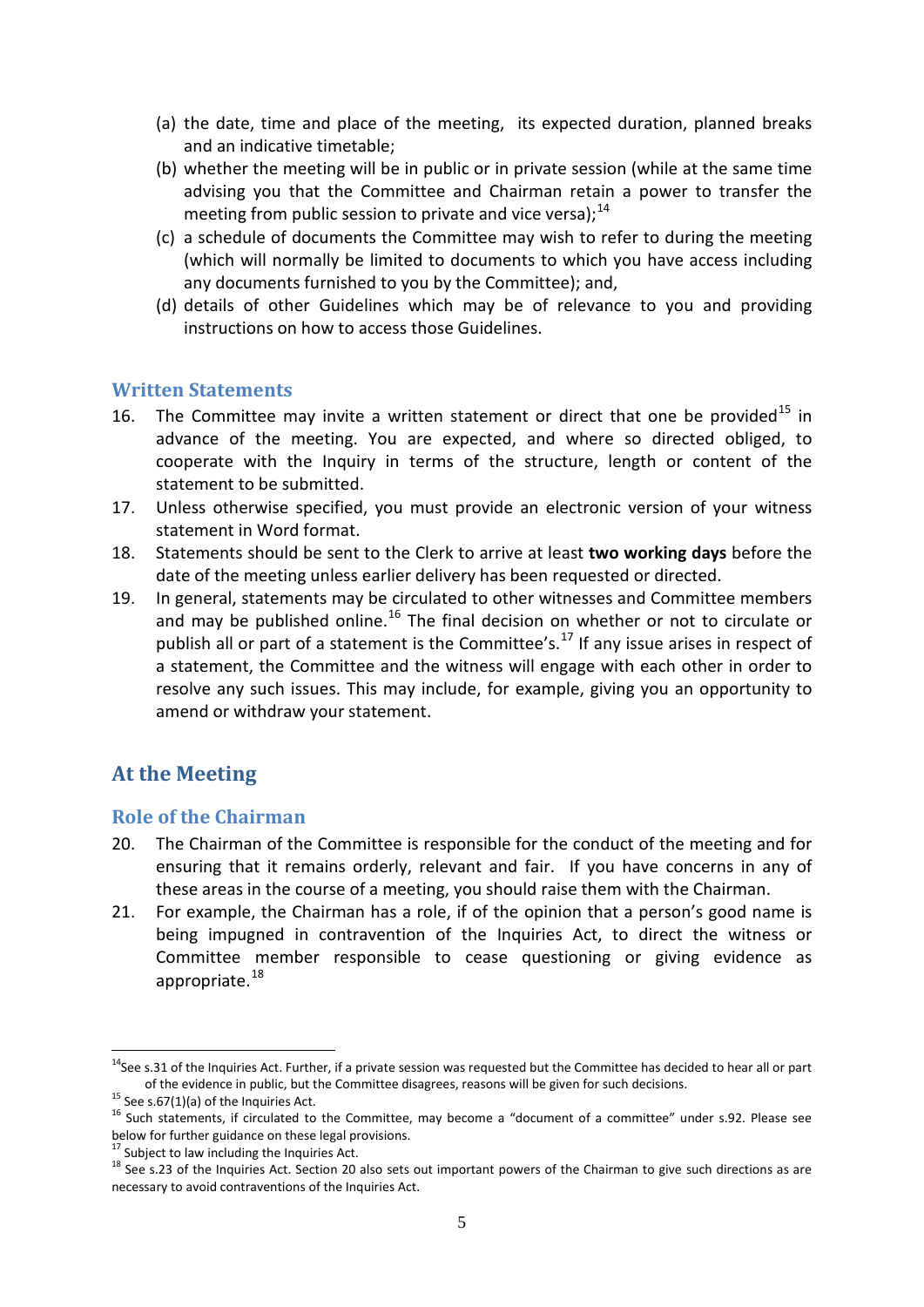(a) the date, time and place of the meeting, its expected duration, planned breaks and an indicative timetable;
(b) whether the meeting will be in public or in private session (while at the same time advising you that the Committee and Chairman retain a power to transfer the meeting from public session to private and vice versa);[14]
(c) a schedule of documents the Committee may wish to refer to during the meeting (which will normally be limited to documents to which you have access including any documents furnished to you by the Committee); and,
(d) details of other Guidelines which may be of relevance to you and providing instructions on how to access those Guidelines.

### Written Statements

16. The Committee may invite a written statement or direct that one be provided[15] in advance of the meeting. You are expected, and where so directed obliged, to cooperate with the Inquiry in terms of the structure, length or content of the statement to be submitted.
17. Unless otherwise specified, you must provide an electronic version of your witness statement in Word format.
18. Statements should be sent to the Clerk to arrive at least **two working days** before the date of the meeting unless earlier delivery has been requested or directed.
19. In general, statements may be circulated to other witnesses and Committee members and may be published online.[16] The final decision on whether or not to circulate or publish all or part of a statement is the Committee's.[17] If any issue arises in respect of a statement, the Committee and the witness will engage with each other in order to resolve any such issues. This may include, for example, giving you an opportunity to amend or withdraw your statement.

## At the Meeting

### Role of the Chairman

20. The Chairman of the Committee is responsible for the conduct of the meeting and for ensuring that it remains orderly, relevant and fair. If you have concerns in any of these areas in the course of a meeting, you should raise them with the Chairman.
21. For example, the Chairman has a role, if of the opinion that a person's good name is being impugned in contravention of the Inquiries Act, to direct the witness or Committee member responsible to cease questioning or giving evidence as appropriate.[18]

---

[14] See s.31 of the Inquiries Act. Further, if a private session was requested but the Committee has decided to hear all or part of the evidence in public, but the Committee disagrees, reasons will be given for such decisions.

[15] See s.67(1)(a) of the Inquiries Act.

[16] Such statements, if circulated to the Committee, may become a "document of a committee" under s.92. Please see below for further guidance on these legal provisions.

[17] Subject to law including the Inquiries Act.

[18] See s.23 of the Inquiries Act. Section 20 also sets out important powers of the Chairman to give such directions as are necessary to avoid contraventions of the Inquiries Act.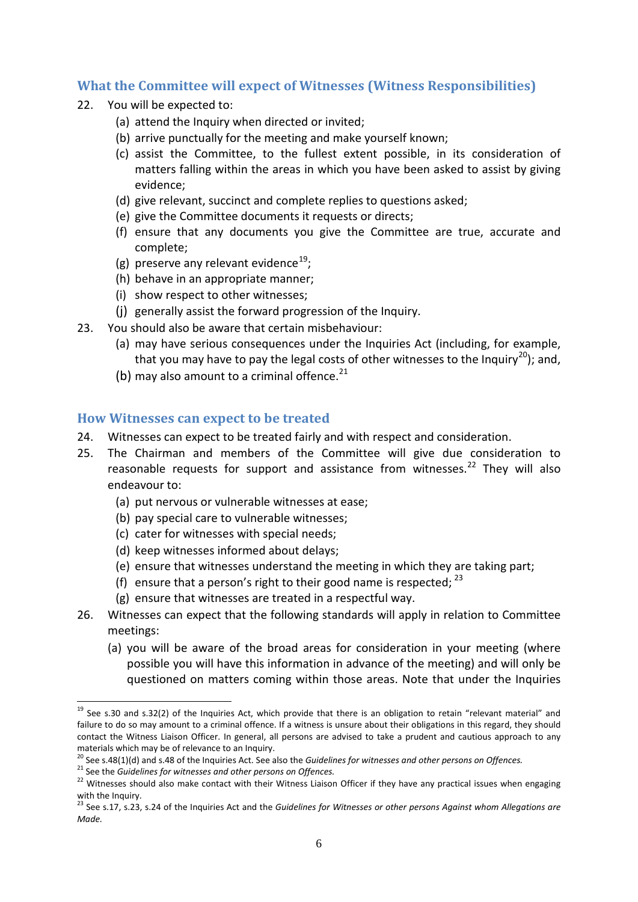## What the Committee will expect of Witnesses (Witness Responsibilities)

22. You will be expected to:
    - (a) attend the Inquiry when directed or invited;
    - (b) arrive punctually for the meeting and make yourself known;
    - (c) assist the Committee, to the fullest extent possible, in its consideration of matters falling within the areas in which you have been asked to assist by giving evidence;
    - (d) give relevant, succinct and complete replies to questions asked;
    - (e) give the Committee documents it requests or directs;
    - (f) ensure that any documents you give the Committee are true, accurate and complete;
    - (g) preserve any relevant evidence[19];
    - (h) behave in an appropriate manner;
    - (i) show respect to other witnesses;
    - (j) generally assist the forward progression of the Inquiry.
23. You should also be aware that certain misbehaviour:
    - (a) may have serious consequences under the Inquiries Act (including, for example, that you may have to pay the legal costs of other witnesses to the Inquiry[20]); and,
    - (b) may also amount to a criminal offence.[21]

## How Witnesses can expect to be treated

24. Witnesses can expect to be treated fairly and with respect and consideration.
25. The Chairman and members of the Committee will give due consideration to reasonable requests for support and assistance from witnesses.[22] They will also endeavour to:
    - (a) put nervous or vulnerable witnesses at ease;
    - (b) pay special care to vulnerable witnesses;
    - (c) cater for witnesses with special needs;
    - (d) keep witnesses informed about delays;
    - (e) ensure that witnesses understand the meeting in which they are taking part;
    - (f) ensure that a person's right to their good name is respected; [23]
    - (g) ensure that witnesses are treated in a respectful way.
26. Witnesses can expect that the following standards will apply in relation to Committee meetings:
    - (a) you will be aware of the broad areas for consideration in your meeting (where possible you will have this information in advance of the meeting) and will only be questioned on matters coming within those areas. Note that under the Inquiries

---

[19] See s.30 and s.32(2) of the Inquiries Act, which provide that there is an obligation to retain "relevant material" and failure to do so may amount to a criminal offence. If a witness is unsure about their obligations in this regard, they should contact the Witness Liaison Officer. In general, all persons are advised to take a prudent and cautious approach to any materials which may be of relevance to an Inquiry.

[20] See s.48(1)(d) and s.48 of the Inquiries Act. See also the *Guidelines for witnesses and other persons on Offences.*

[21] See the *Guidelines for witnesses and other persons on Offences.*

[22] Witnesses should also make contact with their Witness Liaison Officer if they have any practical issues when engaging with the Inquiry.

[23] See s.17, s.23, s.24 of the Inquiries Act and the *Guidelines for Witnesses or other persons Against whom Allegations are Made.*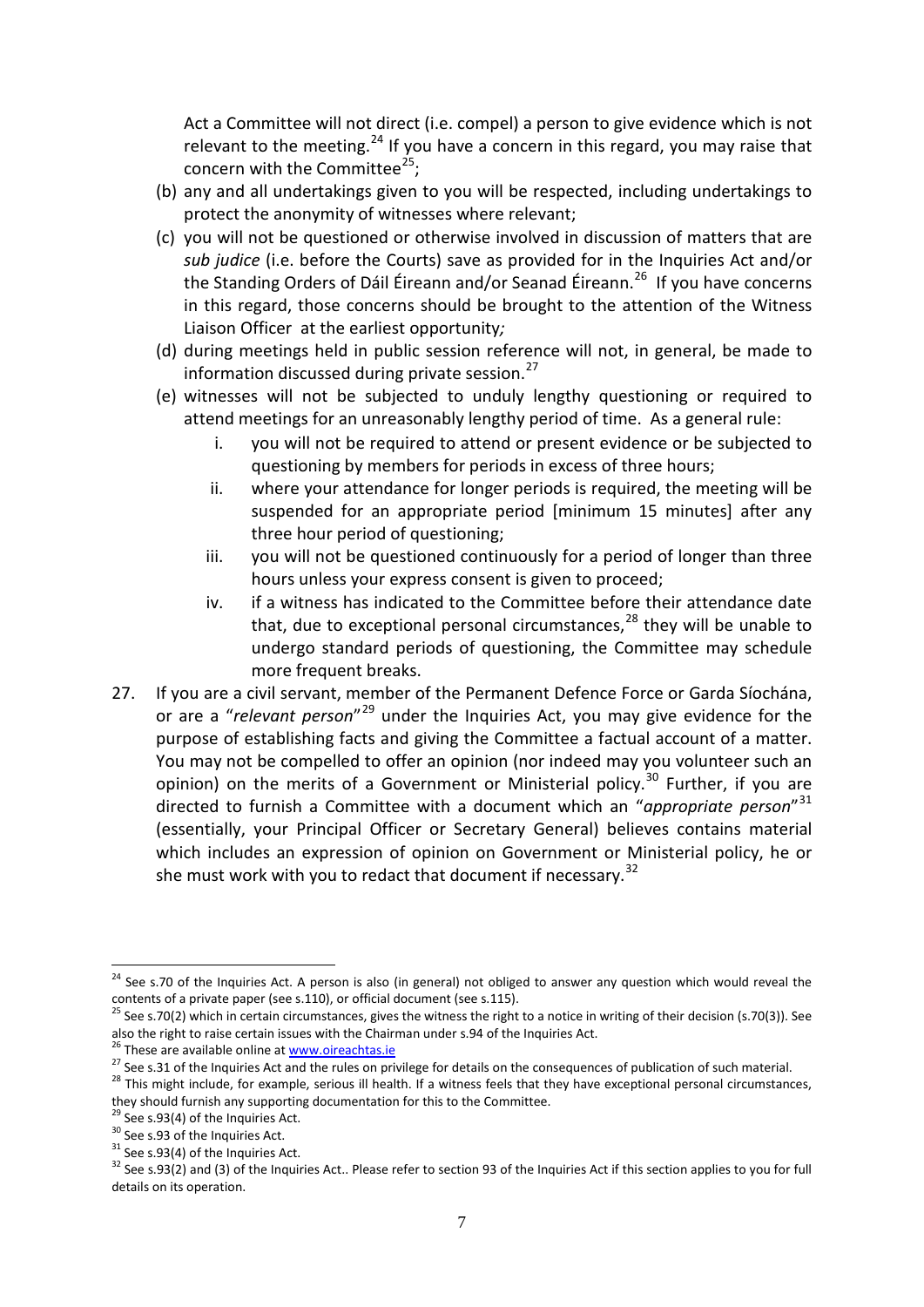Act a Committee will not direct (i.e. compel) a person to give evidence which is not relevant to the meeting.[24] If you have a concern in this regard, you may raise that concern with the Committee[25];

(b) any and all undertakings given to you will be respected, including undertakings to protect the anonymity of witnesses where relevant;

(c) you will not be questioned or otherwise involved in discussion of matters that are *sub judice* (i.e. before the Courts) save as provided for in the Inquiries Act and/or the Standing Orders of Dáil Éireann and/or Seanad Éireann.[26] If you have concerns in this regard, those concerns should be brought to the attention of the Witness Liaison Officer at the earliest opportunity*;*

(d) during meetings held in public session reference will not, in general, be made to information discussed during private session.[27]

(e) witnesses will not be subjected to unduly lengthy questioning or required to attend meetings for an unreasonably lengthy period of time. As a general rule:

   i. you will not be required to attend or present evidence or be subjected to questioning by members for periods in excess of three hours;

   ii. where your attendance for longer periods is required, the meeting will be suspended for an appropriate period [minimum 15 minutes] after any three hour period of questioning;

   iii. you will not be questioned continuously for a period of longer than three hours unless your express consent is given to proceed;

   iv. if a witness has indicated to the Committee before their attendance date that, due to exceptional personal circumstances,[28] they will be unable to undergo standard periods of questioning, the Committee may schedule more frequent breaks.

27. If you are a civil servant, member of the Permanent Defence Force or Garda Síochána, or are a "*relevant person*"[29] under the Inquiries Act, you may give evidence for the purpose of establishing facts and giving the Committee a factual account of a matter. You may not be compelled to offer an opinion (nor indeed may you volunteer such an opinion) on the merits of a Government or Ministerial policy.[30] Further, if you are directed to furnish a Committee with a document which an "*appropriate person*"[31] (essentially, your Principal Officer or Secretary General) believes contains material which includes an expression of opinion on Government or Ministerial policy, he or she must work with you to redact that document if necessary.[32]

---

[24] See s.70 of the Inquiries Act. A person is also (in general) not obliged to answer any question which would reveal the contents of a private paper (see s.110), or official document (see s.115).

[25] See s.70(2) which in certain circumstances, gives the witness the right to a notice in writing of their decision (s.70(3)). See also the right to raise certain issues with the Chairman under s.94 of the Inquiries Act.

[26] These are available online at www.oireachtas.ie

[27] See s.31 of the Inquiries Act and the rules on privilege for details on the consequences of publication of such material.

[28] This might include, for example, serious ill health. If a witness feels that they have exceptional personal circumstances, they should furnish any supporting documentation for this to the Committee.

[29] See s.93(4) of the Inquiries Act.

[30] See s.93 of the Inquiries Act.

[31] See s.93(4) of the Inquiries Act.

[32] See s.93(2) and (3) of the Inquiries Act.. Please refer to section 93 of the Inquiries Act if this section applies to you for full details on its operation.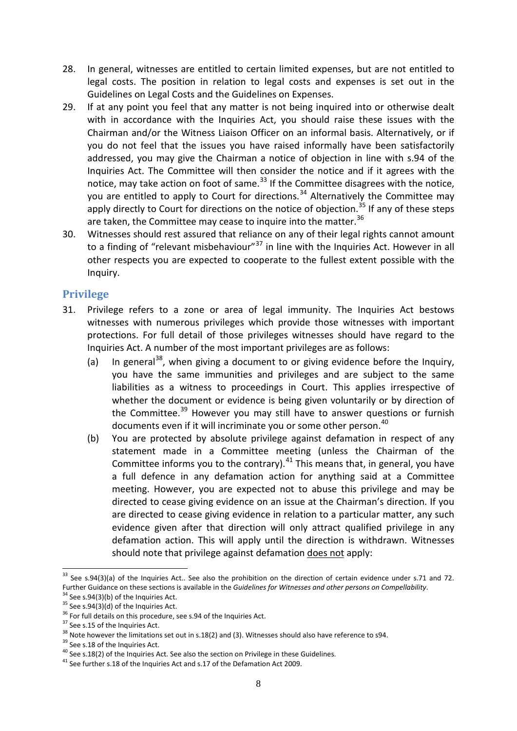28. In general, witnesses are entitled to certain limited expenses, but are not entitled to legal costs. The position in relation to legal costs and expenses is set out in the Guidelines on Legal Costs and the Guidelines on Expenses.

29. If at any point you feel that any matter is not being inquired into or otherwise dealt with in accordance with the Inquiries Act, you should raise these issues with the Chairman and/or the Witness Liaison Officer on an informal basis. Alternatively, or if you do not feel that the issues you have raised informally have been satisfactorily addressed, you may give the Chairman a notice of objection in line with s.94 of the Inquiries Act. The Committee will then consider the notice and if it agrees with the notice, may take action on foot of same.[33] If the Committee disagrees with the notice, you are entitled to apply to Court for directions.[34] Alternatively the Committee may apply directly to Court for directions on the notice of objection.[35] If any of these steps are taken, the Committee may cease to inquire into the matter.[36]

30. Witnesses should rest assured that reliance on any of their legal rights cannot amount to a finding of "relevant misbehaviour"[37] in line with the Inquiries Act. However in all other respects you are expected to cooperate to the fullest extent possible with the Inquiry.

## Privilege

31. Privilege refers to a zone or area of legal immunity. The Inquiries Act bestows witnesses with numerous privileges which provide those witnesses with important protections. For full detail of those privileges witnesses should have regard to the Inquiries Act. A number of the most important privileges are as follows:

    (a) In general[38], when giving a document to or giving evidence before the Inquiry, you have the same immunities and privileges and are subject to the same liabilities as a witness to proceedings in Court. This applies irrespective of whether the document or evidence is being given voluntarily or by direction of the Committee.[39] However you may still have to answer questions or furnish documents even if it will incriminate you or some other person.[40]

    (b) You are protected by absolute privilege against defamation in respect of any statement made in a Committee meeting (unless the Chairman of the Committee informs you to the contrary).[41] This means that, in general, you have a full defence in any defamation action for anything said at a Committee meeting. However, you are expected not to abuse this privilege and may be directed to cease giving evidence on an issue at the Chairman's direction. If you are directed to cease giving evidence in relation to a particular matter, any such evidence given after that direction will only attract qualified privilege in any defamation action. This will apply until the direction is withdrawn. Witnesses should note that privilege against defamation <u>does not</u> apply:

---

[33] See s.94(3)(a) of the Inquiries Act.. See also the prohibition on the direction of certain evidence under s.71 and 72. Further Guidance on these sections is available in the *Guidelines for Witnesses and other persons on Compellability*.

[34] See s.94(3)(b) of the Inquiries Act.

[35] See s.94(3)(d) of the Inquiries Act.

[36] For full details on this procedure, see s.94 of the Inquiries Act.

[37] See s.15 of the Inquiries Act.

[38] Note however the limitations set out in s.18(2) and (3). Witnesses should also have reference to s94.

[39] See s.18 of the Inquiries Act.

[40] See s.18(2) of the Inquiries Act. See also the section on Privilege in these Guidelines.

[41] See further s.18 of the Inquiries Act and s.17 of the Defamation Act 2009.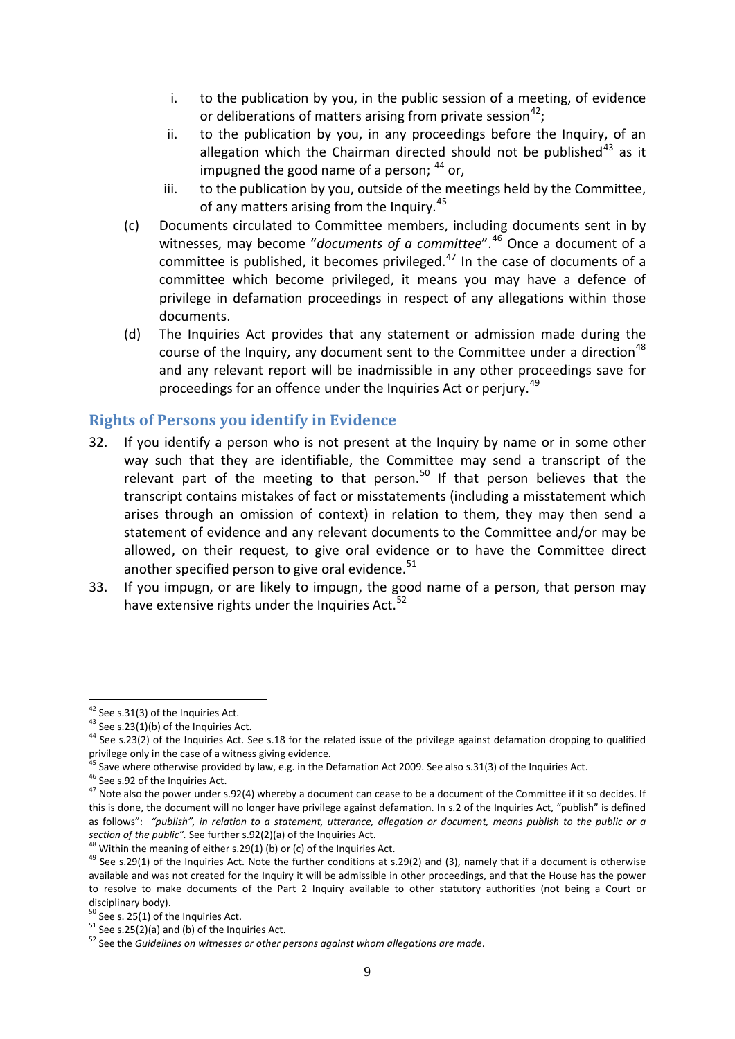i. to the publication by you, in the public session of a meeting, of evidence or deliberations of matters arising from private session[42];

ii. to the publication by you, in any proceedings before the Inquiry, of an allegation which the Chairman directed should not be published[43] as it impugned the good name of a person; [44] or,

iii. to the publication by you, outside of the meetings held by the Committee, of any matters arising from the Inquiry.[45]

(c) Documents circulated to Committee members, including documents sent in by witnesses, may become "*documents of a committee*".[46] Once a document of a committee is published, it becomes privileged.[47] In the case of documents of a committee which become privileged, it means you may have a defence of privilege in defamation proceedings in respect of any allegations within those documents.

(d) The Inquiries Act provides that any statement or admission made during the course of the Inquiry, any document sent to the Committee under a direction[48] and any relevant report will be inadmissible in any other proceedings save for proceedings for an offence under the Inquiries Act or perjury.[49]

## Rights of Persons you identify in Evidence

32. If you identify a person who is not present at the Inquiry by name or in some other way such that they are identifiable, the Committee may send a transcript of the relevant part of the meeting to that person.[50] If that person believes that the transcript contains mistakes of fact or misstatements (including a misstatement which arises through an omission of context) in relation to them, they may then send a statement of evidence and any relevant documents to the Committee and/or may be allowed, on their request, to give oral evidence or to have the Committee direct another specified person to give oral evidence.[51]

33. If you impugn, or are likely to impugn, the good name of a person, that person may have extensive rights under the Inquiries Act.[52]

---

[42] See s.31(3) of the Inquiries Act.

[43] See s.23(1)(b) of the Inquiries Act.

[44] See s.23(2) of the Inquiries Act. See s.18 for the related issue of the privilege against defamation dropping to qualified privilege only in the case of a witness giving evidence.

[45] Save where otherwise provided by law, e.g. in the Defamation Act 2009. See also s.31(3) of the Inquiries Act.

[46] See s.92 of the Inquiries Act.

[47] Note also the power under s.92(4) whereby a document can cease to be a document of the Committee if it so decides. If this is done, the document will no longer have privilege against defamation. In s.2 of the Inquiries Act, "publish" is defined as follows": *"publish", in relation to a statement, utterance, allegation or document, means publish to the public or a section of the public".* See further s.92(2)(a) of the Inquiries Act.

[48] Within the meaning of either s.29(1) (b) or (c) of the Inquiries Act.

[49] See s.29(1) of the Inquiries Act. Note the further conditions at s.29(2) and (3), namely that if a document is otherwise available and was not created for the Inquiry it will be admissible in other proceedings, and that the House has the power to resolve to make documents of the Part 2 Inquiry available to other statutory authorities (not being a Court or disciplinary body).

[50] See s. 25(1) of the Inquiries Act.

[51] See s.25(2)(a) and (b) of the Inquiries Act.

[52] See the *Guidelines on witnesses or other persons against whom allegations are made*.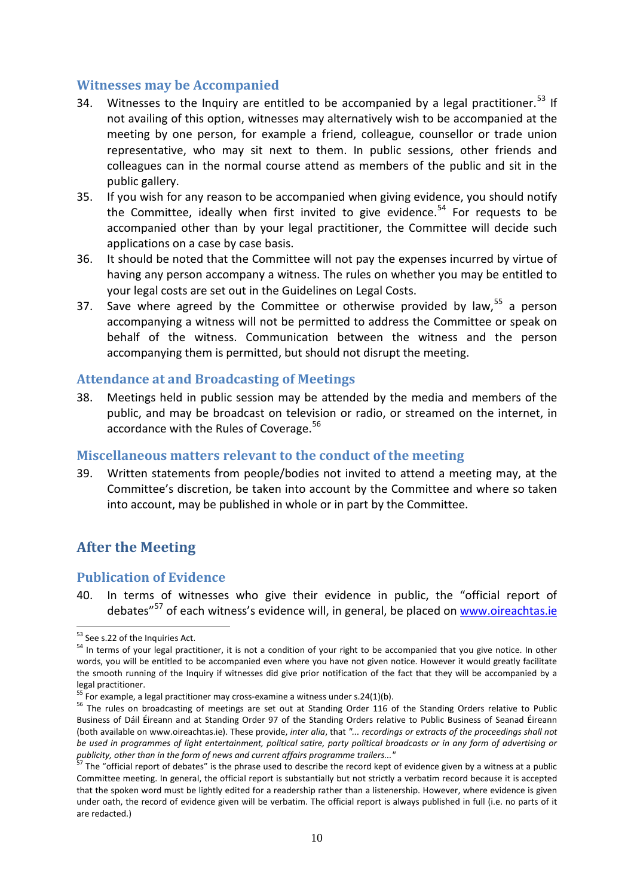### Witnesses may be Accompanied

34. Witnesses to the Inquiry are entitled to be accompanied by a legal practitioner.[53] If not availing of this option, witnesses may alternatively wish to be accompanied at the meeting by one person, for example a friend, colleague, counsellor or trade union representative, who may sit next to them. In public sessions, other friends and colleagues can in the normal course attend as members of the public and sit in the public gallery.
35. If you wish for any reason to be accompanied when giving evidence, you should notify the Committee, ideally when first invited to give evidence.[54] For requests to be accompanied other than by your legal practitioner, the Committee will decide such applications on a case by case basis.
36. It should be noted that the Committee will not pay the expenses incurred by virtue of having any person accompany a witness. The rules on whether you may be entitled to your legal costs are set out in the Guidelines on Legal Costs.
37. Save where agreed by the Committee or otherwise provided by law,[55] a person accompanying a witness will not be permitted to address the Committee or speak on behalf of the witness. Communication between the witness and the person accompanying them is permitted, but should not disrupt the meeting.

### Attendance at and Broadcasting of Meetings

38. Meetings held in public session may be attended by the media and members of the public, and may be broadcast on television or radio, or streamed on the internet, in accordance with the Rules of Coverage.[56]

### Miscellaneous matters relevant to the conduct of the meeting

39. Written statements from people/bodies not invited to attend a meeting may, at the Committee's discretion, be taken into account by the Committee and where so taken into account, may be published in whole or in part by the Committee.

## After the Meeting

### Publication of Evidence

40. In terms of witnesses who give their evidence in public, the "official report of debates"[57] of each witness's evidence will, in general, be placed on www.oireachtas.ie

---

[53] See s.22 of the Inquiries Act.

[54] In terms of your legal practitioner, it is not a condition of your right to be accompanied that you give notice. In other words, you will be entitled to be accompanied even where you have not given notice. However it would greatly facilitate the smooth running of the Inquiry if witnesses did give prior notification of the fact that they will be accompanied by a legal practitioner.

[55] For example, a legal practitioner may cross-examine a witness under s.24(1)(b).

[56] The rules on broadcasting of meetings are set out at Standing Order 116 of the Standing Orders relative to Public Business of Dáil Éireann and at Standing Order 97 of the Standing Orders relative to Public Business of Seanad Éireann (both available on www.oireachtas.ie). These provide, *inter alia*, that *"... recordings or extracts of the proceedings shall not be used in programmes of light entertainment, political satire, party political broadcasts or in any form of advertising or publicity, other than in the form of news and current affairs programme trailers..."*

[57] The "official report of debates" is the phrase used to describe the record kept of evidence given by a witness at a public Committee meeting. In general, the official report is substantially but not strictly a verbatim record because it is accepted that the spoken word must be lightly edited for a readership rather than a listenership. However, where evidence is given under oath, the record of evidence given will be verbatim. The official report is always published in full (i.e. no parts of it are redacted.)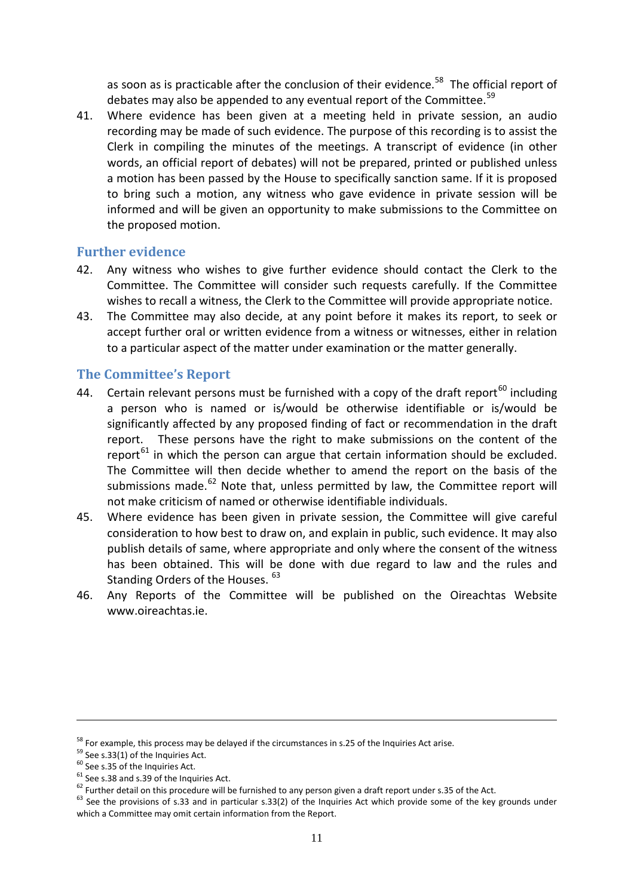as soon as is practicable after the conclusion of their evidence.[58] The official report of debates may also be appended to any eventual report of the Committee.[59]

41. Where evidence has been given at a meeting held in private session, an audio recording may be made of such evidence. The purpose of this recording is to assist the Clerk in compiling the minutes of the meetings. A transcript of evidence (in other words, an official report of debates) will not be prepared, printed or published unless a motion has been passed by the House to specifically sanction same. If it is proposed to bring such a motion, any witness who gave evidence in private session will be informed and will be given an opportunity to make submissions to the Committee on the proposed motion.

## Further evidence

42. Any witness who wishes to give further evidence should contact the Clerk to the Committee. The Committee will consider such requests carefully. If the Committee wishes to recall a witness, the Clerk to the Committee will provide appropriate notice.
43. The Committee may also decide, at any point before it makes its report, to seek or accept further oral or written evidence from a witness or witnesses, either in relation to a particular aspect of the matter under examination or the matter generally.

## The Committee's Report

44. Certain relevant persons must be furnished with a copy of the draft report[60] including a person who is named or is/would be otherwise identifiable or is/would be significantly affected by any proposed finding of fact or recommendation in the draft report. These persons have the right to make submissions on the content of the report[61] in which the person can argue that certain information should be excluded. The Committee will then decide whether to amend the report on the basis of the submissions made.[62] Note that, unless permitted by law, the Committee report will not make criticism of named or otherwise identifiable individuals.
45. Where evidence has been given in private session, the Committee will give careful consideration to how best to draw on, and explain in public, such evidence. It may also publish details of same, where appropriate and only where the consent of the witness has been obtained. This will be done with due regard to law and the rules and Standing Orders of the Houses. [63]
46. Any Reports of the Committee will be published on the Oireachtas Website www.oireachtas.ie.

---

[58] For example, this process may be delayed if the circumstances in s.25 of the Inquiries Act arise.

[59] See s.33(1) of the Inquiries Act.

[60] See s.35 of the Inquiries Act.

[61] See s.38 and s.39 of the Inquiries Act.

[62] Further detail on this procedure will be furnished to any person given a draft report under s.35 of the Act.

[63] See the provisions of s.33 and in particular s.33(2) of the Inquiries Act which provide some of the key grounds under which a Committee may omit certain information from the Report.